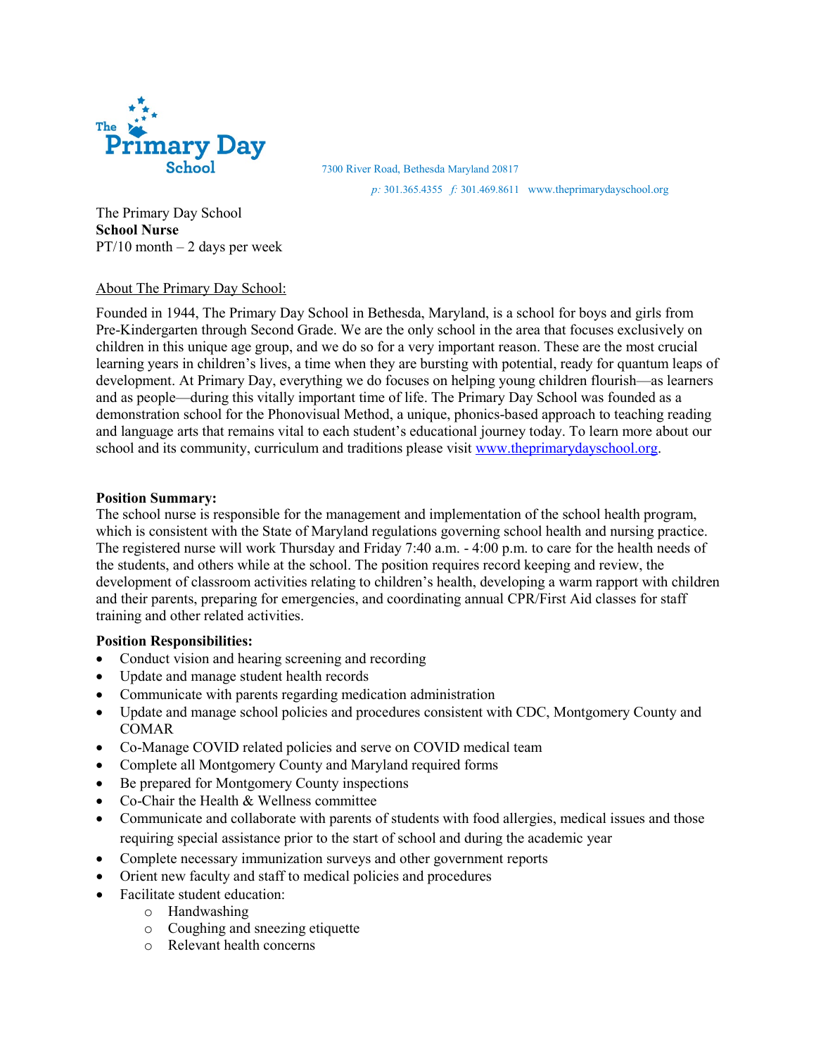The Primary Day School

7300 River Road, Bethesda Maryland 20817

*p:* 301.365.4355 *f:* 301.469.8611 www.theprimarydayschool.org

The Primary Day School
**School Nurse**
PT/10 month – 2 days per week

About The Primary Day School:

Founded in 1944, The Primary Day School in Bethesda, Maryland, is a school for boys and girls from Pre-Kindergarten through Second Grade. We are the only school in the area that focuses exclusively on children in this unique age group, and we do so for a very important reason. These are the most crucial learning years in children's lives, a time when they are bursting with potential, ready for quantum leaps of development. At Primary Day, everything we do focuses on helping young children flourish—as learners and as people—during this vitally important time of life. The Primary Day School was founded as a demonstration school for the Phonovisual Method, a unique, phonics-based approach to teaching reading and language arts that remains vital to each student's educational journey today. To learn more about our school and its community, curriculum and traditions please visit [www.theprimarydayschool.org](http://www.theprimarydayschool.org).

**Position Summary:**

The school nurse is responsible for the management and implementation of the school health program, which is consistent with the State of Maryland regulations governing school health and nursing practice. The registered nurse will work Thursday and Friday 7:40 a.m. - 4:00 p.m. to care for the health needs of the students, and others while at the school. The position requires record keeping and review, the development of classroom activities relating to children's health, developing a warm rapport with children and their parents, preparing for emergencies, and coordinating annual CPR/First Aid classes for staff training and other related activities.

**Position Responsibilities:**

- Conduct vision and hearing screening and recording
- Update and manage student health records
- Communicate with parents regarding medication administration
- Update and manage school policies and procedures consistent with CDC, Montgomery County and COMAR
- Co-Manage COVID related policies and serve on COVID medical team
- Complete all Montgomery County and Maryland required forms
- Be prepared for Montgomery County inspections
- Co-Chair the Health & Wellness committee
- Communicate and collaborate with parents of students with food allergies, medical issues and those requiring special assistance prior to the start of school and during the academic year
- Complete necessary immunization surveys and other government reports
- Orient new faculty and staff to medical policies and procedures
- Facilitate student education:
  - Handwashing
  - Coughing and sneezing etiquette
  - Relevant health concerns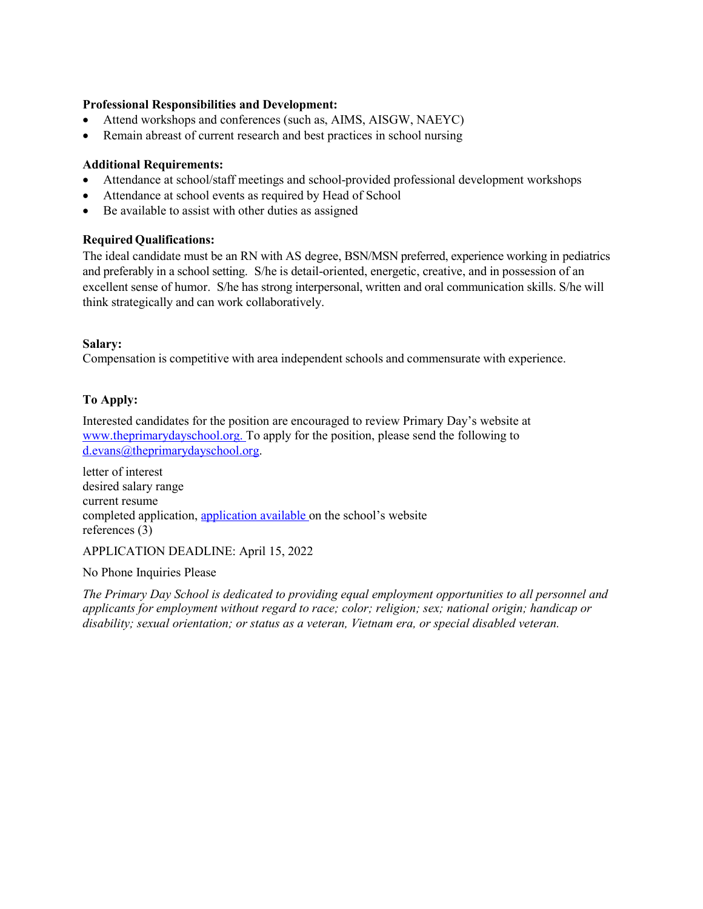**Professional Responsibilities and Development:**

- Attend workshops and conferences (such as, AIMS, AISGW, NAEYC)
- Remain abreast of current research and best practices in school nursing

**Additional Requirements:**

- Attendance at school/staff meetings and school-provided professional development workshops
- Attendance at school events as required by Head of School
- Be available to assist with other duties as assigned

**Required Qualifications:**

The ideal candidate must be an RN with AS degree, BSN/MSN preferred, experience working in pediatrics and preferably in a school setting. S/he is detail-oriented, energetic, creative, and in possession of an excellent sense of humor. S/he has strong interpersonal, written and oral communication skills. S/he will think strategically and can work collaboratively.

**Salary:**

Compensation is competitive with area independent schools and commensurate with experience.

**To Apply:**

Interested candidates for the position are encouraged to review Primary Day's website at www.theprimarydayschool.org. To apply for the position, please send the following to d.evans@theprimarydayschool.org.

letter of interest
desired salary range
current resume
completed application, application available on the school's website
references (3)

APPLICATION DEADLINE: April 15, 2022

No Phone Inquiries Please

*The Primary Day School is dedicated to providing equal employment opportunities to all personnel and applicants for employment without regard to race; color; religion; sex; national origin; handicap or disability; sexual orientation; or status as a veteran, Vietnam era, or special disabled veteran.*